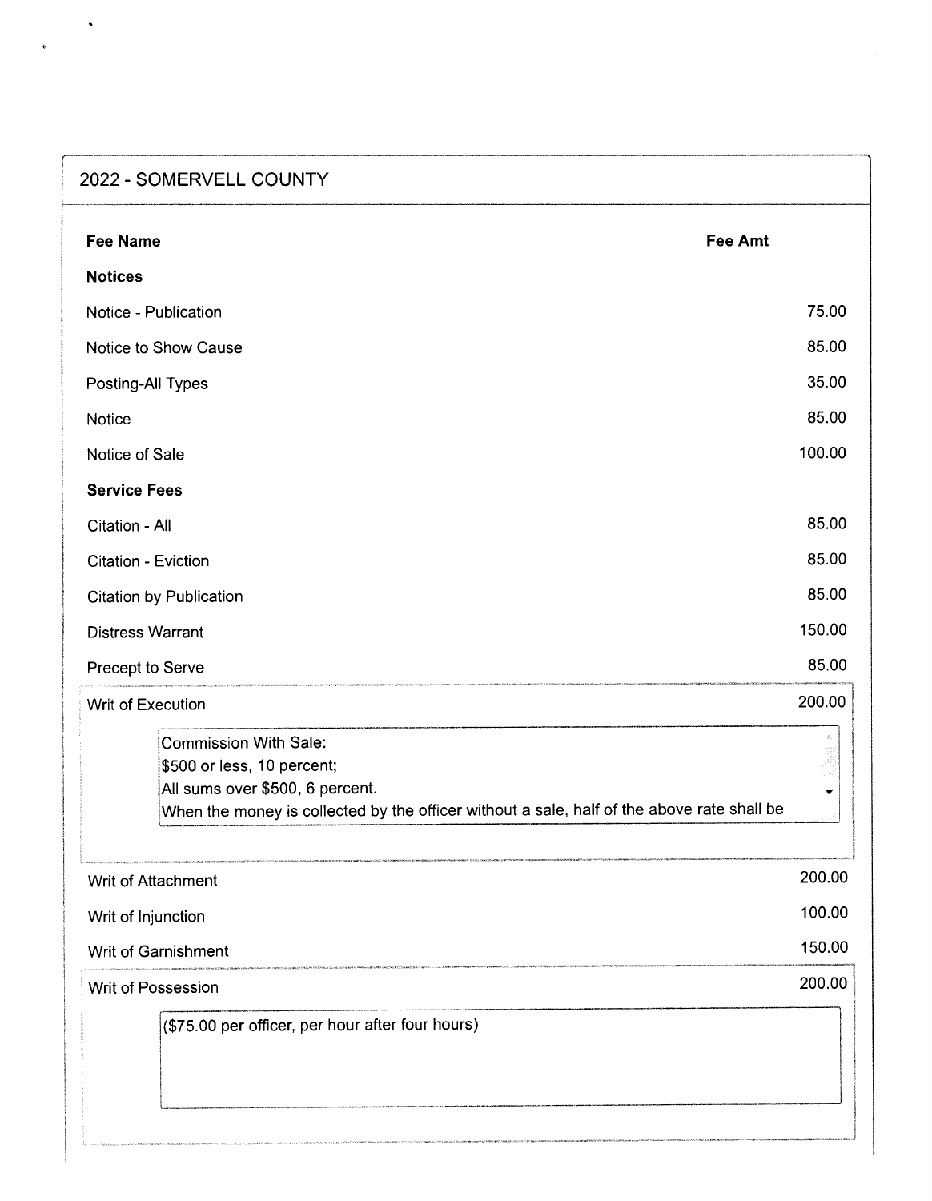## 2022 - SOMERVELL COUNTY

| Fee Name | Fee Amt |
|---|---|
| **Notices** | |
| Notice - Publication | 75.00 |
| Notice to Show Cause | 85.00 |
| Posting-All Types | 35.00 |
| Notice | 85.00 |
| Notice of Sale | 100.00 |
| **Service Fees** | |
| Citation - All | 85.00 |
| Citation - Eviction | 85.00 |
| Citation by Publication | 85.00 |
| Distress Warrant | 150.00 |
| Precept to Serve | 85.00 |
| Writ of Execution | 200.00 |
| Commission With Sale:<br>$500 or less, 10 percent;<br>All sums over $500, 6 percent.<br>When the money is collected by the officer without a sale, half of the above rate shall be | |
| Writ of Attachment | 200.00 |
| Writ of Injunction | 100.00 |
| Writ of Garnishment | 150.00 |
| Writ of Possession | 200.00 |
| ($75.00 per officer, per hour after four hours) | |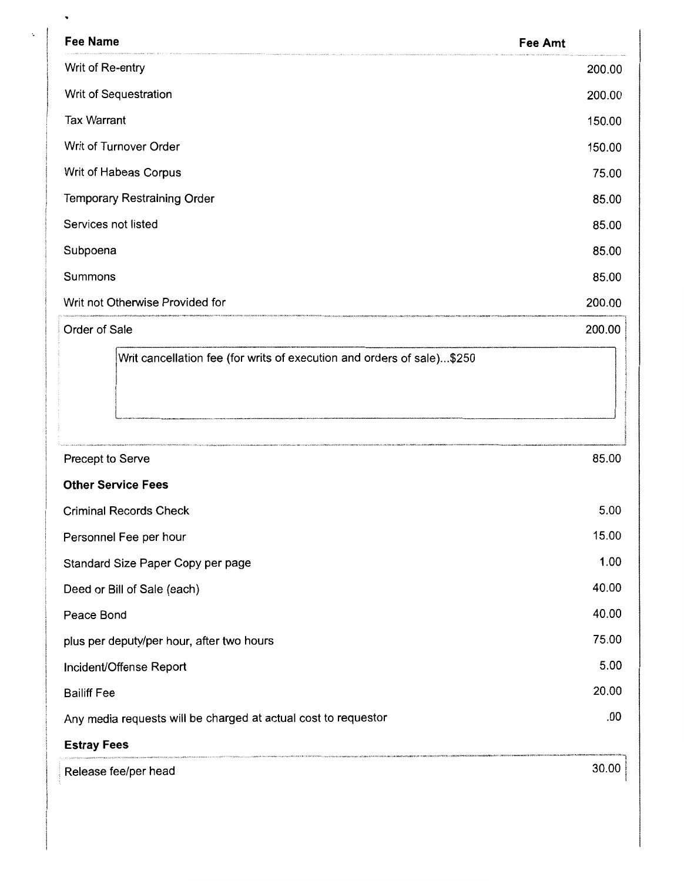| Fee Name | Fee Amt |
|---|---|
| Writ of Re-entry | 200.00 |
| Writ of Sequestration | 200.00 |
| Tax Warrant | 150.00 |
| Writ of Turnover Order | 150.00 |
| Writ of Habeas Corpus | 75.00 |
| Temporary Restraining Order | 85.00 |
| Services not listed | 85.00 |
| Subpoena | 85.00 |
| Summons | 85.00 |
| Writ not Otherwise Provided for | 200.00 |
| Order of Sale | 200.00 |
| Writ cancellation fee (for writs of execution and orders of sale)...$250 | |
| Precept to Serve | 85.00 |
| **Other Service Fees** | |
| Criminal Records Check | 5.00 |
| Personnel Fee per hour | 15.00 |
| Standard Size Paper Copy per page | 1.00 |
| Deed or Bill of Sale (each) | 40.00 |
| Peace Bond | 40.00 |
| plus per deputy/per hour, after two hours | 75.00 |
| Incident/Offense Report | 5.00 |
| Bailiff Fee | 20.00 |
| Any media requests will be charged at actual cost to requestor | .00 |
| **Estray Fees** | |
| Release fee/per head | 30.00 |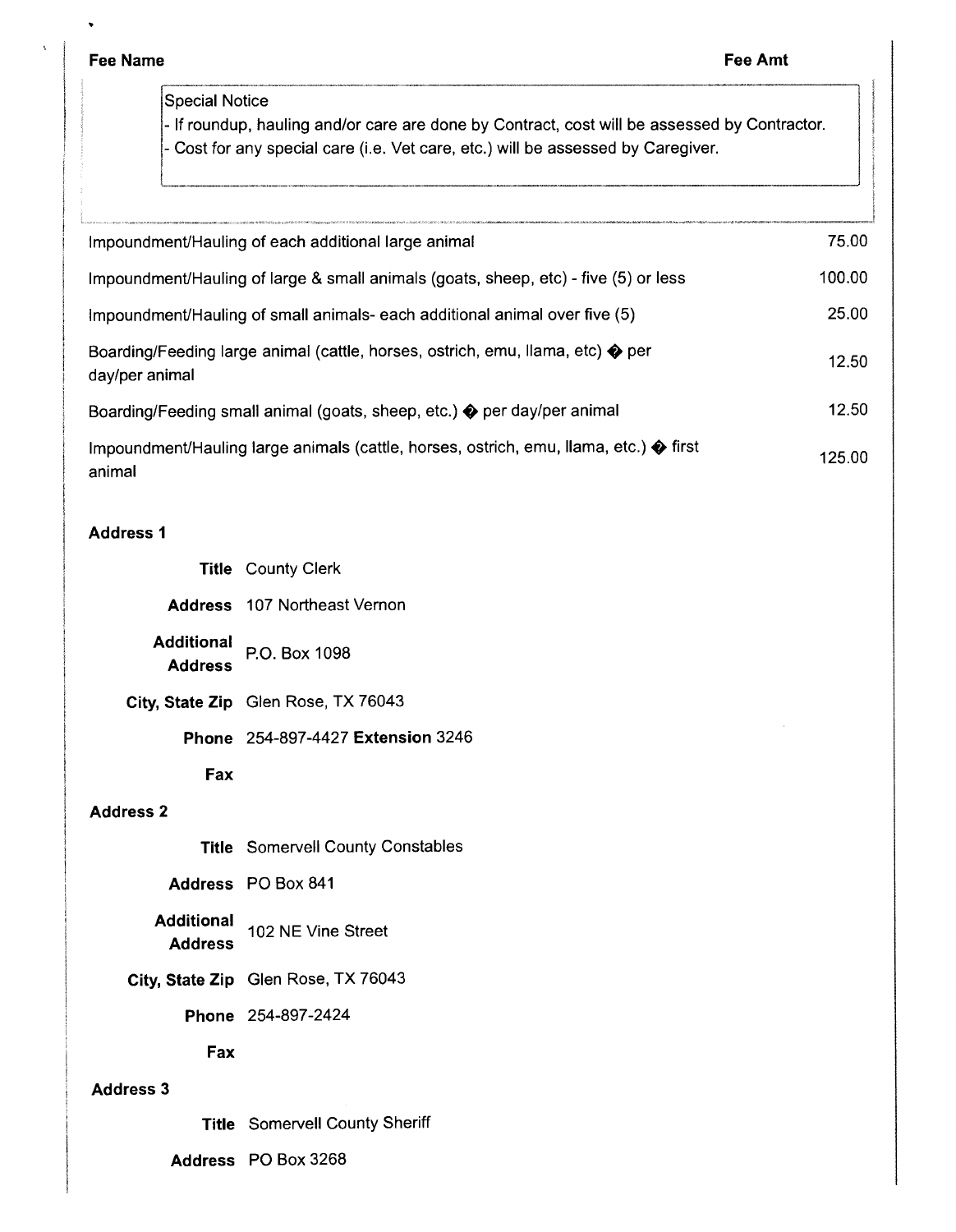| Fee Name | Fee Amt |
|---|---|
| Special Notice<br>- If roundup, hauling and/or care are done by Contract, cost will be assessed by Contractor.<br>- Cost for any special care (i.e. Vet care, etc.) will be assessed by Caregiver. | |
| Impoundment/Hauling of each additional large animal | 75.00 |
| Impoundment/Hauling of large & small animals (goats, sheep, etc) - five (5) or less | 100.00 |
| Impoundment/Hauling of small animals- each additional animal over five (5) | 25.00 |
| Boarding/Feeding large animal (cattle, horses, ostrich, emu, llama, etc) � per day/per animal | 12.50 |
| Boarding/Feeding small animal (goats, sheep, etc.) � per day/per animal | 12.50 |
| Impoundment/Hauling large animals (cattle, horses, ostrich, emu, llama, etc.) � first animal | 125.00 |

**Address 1**

**Title** County Clerk

**Address** 107 Northeast Vernon

**Additional Address** P.O. Box 1098

**City, State Zip** Glen Rose, TX 76043

**Phone** 254-897-4427 **Extension** 3246

**Fax**

**Address 2**

**Title** Somervell County Constables

**Address** PO Box 841

**Additional Address** 102 NE Vine Street

**City, State Zip** Glen Rose, TX 76043

**Phone** 254-897-2424

**Fax**

**Address 3**

**Title** Somervell County Sheriff

**Address** PO Box 3268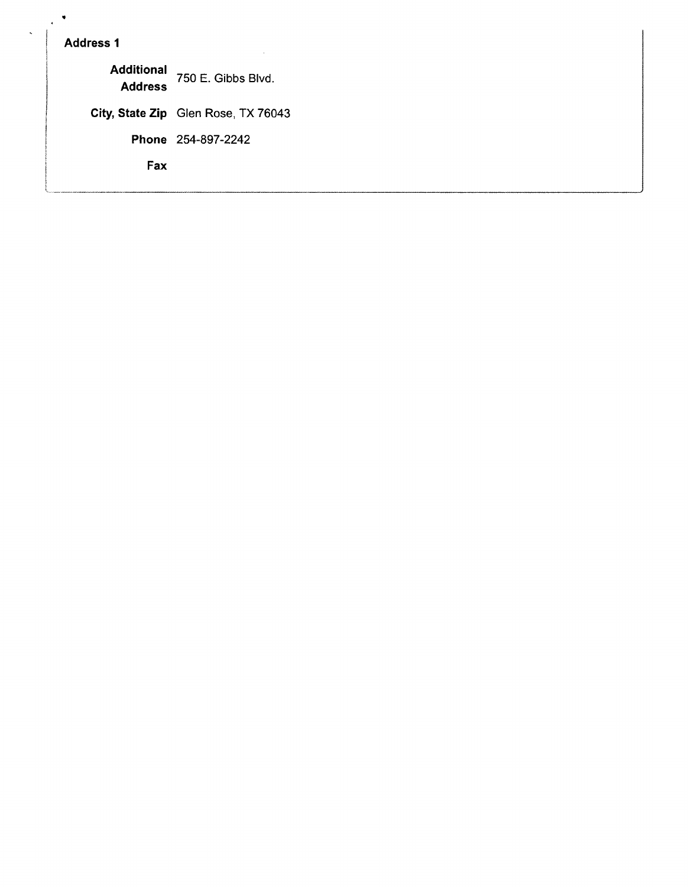**Address 1**

| | |
|---|---|
| **Additional Address** | 750 E. Gibbs Blvd. |
| **City, State Zip** | Glen Rose, TX 76043 |
| **Phone** | 254-897-2242 |
| **Fax** | |